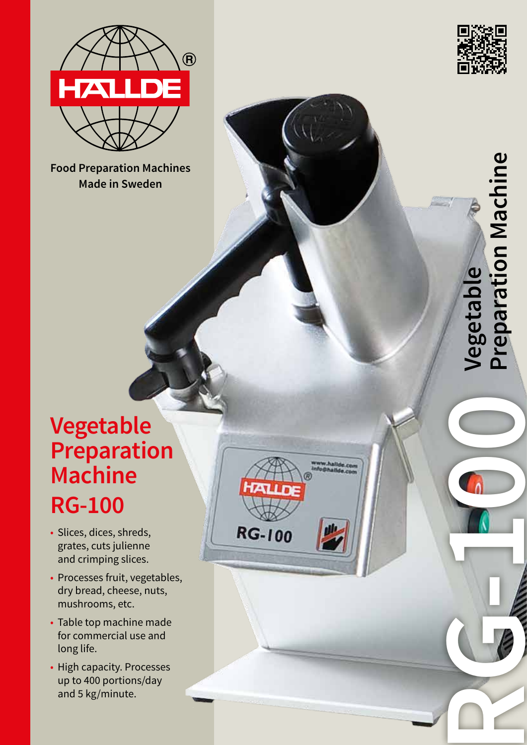HALLDE®

Food Preparation Machines
Made in Sweden

# Vegetable Preparation Machine

# RG-100

- Slices, dices, shreds, grates, cuts julienne and crimping slices.
- Processes fruit, vegetables, dry bread, cheese, nuts, mushrooms, etc.
- Table top machine made for commercial use and long life.
- High capacity. Processes up to 400 portions/day and 5 kg/minute.

Vegetable Preparation Machine

RG-100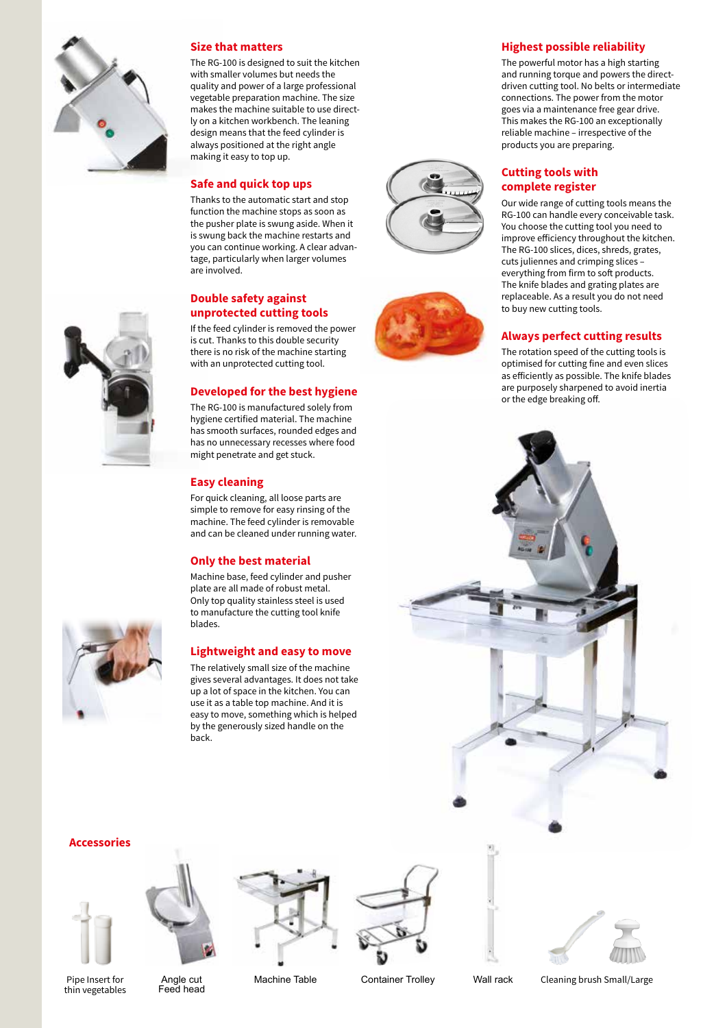## Size that matters

The RG-100 is designed to suit the kitchen with smaller volumes but needs the quality and power of a large professional vegetable preparation machine. The size makes the machine suitable to use directly on a kitchen workbench. The leaning design means that the feed cylinder is always positioned at the right angle making it easy to top up.

## Safe and quick top ups

Thanks to the automatic start and stop function the machine stops as soon as the pusher plate is swung aside. When it is swung back the machine restarts and you can continue working. A clear advantage, particularly when larger volumes are involved.

## Double safety against unprotected cutting tools

If the feed cylinder is removed the power is cut. Thanks to this double security there is no risk of the machine starting with an unprotected cutting tool.

## Developed for the best hygiene

The RG-100 is manufactured solely from hygiene certified material. The machine has smooth surfaces, rounded edges and has no unnecessary recesses where food might penetrate and get stuck.

## Easy cleaning

For quick cleaning, all loose parts are simple to remove for easy rinsing of the machine. The feed cylinder is removable and can be cleaned under running water.

## Only the best material

Machine base, feed cylinder and pusher plate are all made of robust metal. Only top quality stainless steel is used to manufacture the cutting tool knife blades.

## Lightweight and easy to move

The relatively small size of the machine gives several advantages. It does not take up a lot of space in the kitchen. You can use it as a table top machine. And it is easy to move, something which is helped by the generously sized handle on the back.

## Highest possible reliability

The powerful motor has a high starting and running torque and powers the direct-driven cutting tool. No belts or intermediate connections. The power from the motor goes via a maintenance free gear drive. This makes the RG-100 an exceptionally reliable machine – irrespective of the products you are preparing.

## Cutting tools with complete register

Our wide range of cutting tools means the RG-100 can handle every conceivable task. You choose the cutting tool you need to improve efficiency throughout the kitchen. The RG-100 slices, dices, shreds, grates, cuts juliennes and crimping slices – everything from firm to soft products. The knife blades and grating plates are replaceable. As a result you do not need to buy new cutting tools.

## Always perfect cutting results

The rotation speed of the cutting tools is optimised for cutting fine and even slices as efficiently as possible. The knife blades are purposely sharpened to avoid inertia or the edge breaking off.

## Accessories

- Pipe Insert for thin vegetables
- Angle cut Feed head
- Machine Table
- Container Trolley
- Wall rack
- Cleaning brush Small/Large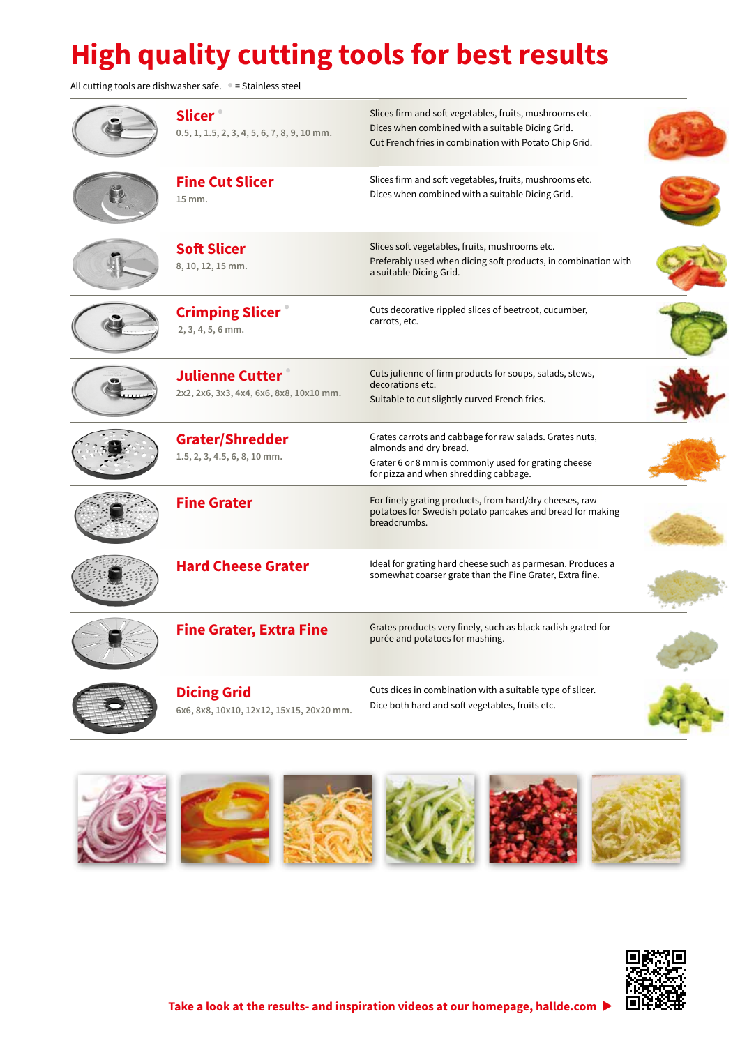# High quality cutting tools for best results

All cutting tools are dishwasher safe. ● = Stainless steel

| Tool | Sizes | Description |
|---|---|---|
| **Slicer** ● | 0.5, 1, 1.5, 2, 3, 4, 5, 6, 7, 8, 9, 10 mm. | Slices firm and soft vegetables, fruits, mushrooms etc. Dices when combined with a suitable Dicing Grid. Cut French fries in combination with Potato Chip Grid. |
| **Fine Cut Slicer** | 15 mm. | Slices firm and soft vegetables, fruits, mushrooms etc. Dices when combined with a suitable Dicing Grid. |
| **Soft Slicer** | 8, 10, 12, 15 mm. | Slices soft vegetables, fruits, mushrooms etc. Preferably used when dicing soft products, in combination with a suitable Dicing Grid. |
| **Crimping Slicer** ● | 2, 3, 4, 5, 6 mm. | Cuts decorative rippled slices of beetroot, cucumber, carrots, etc. |
| **Julienne Cutter** ● | 2x2, 2x6, 3x3, 4x4, 6x6, 8x8, 10x10 mm. | Cuts julienne of firm products for soups, salads, stews, decorations etc. Suitable to cut slightly curved French fries. |
| **Grater/Shredder** | 1.5, 2, 3, 4.5, 6, 8, 10 mm. | Grates carrots and cabbage for raw salads. Grates nuts, almonds and dry bread. Grater 6 or 8 mm is commonly used for grating cheese for pizza and when shredding cabbage. |
| **Fine Grater** | | For finely grating products, from hard/dry cheeses, raw potatoes for Swedish potato pancakes and bread for making breadcrumbs. |
| **Hard Cheese Grater** | | Ideal for grating hard cheese such as parmesan. Produces a somewhat coarser grate than the Fine Grater, Extra fine. |
| **Fine Grater, Extra Fine** | | Grates products very finely, such as black radish grated for purée and potatoes for mashing. |
| **Dicing Grid** | 6x6, 8x8, 10x10, 12x12, 15x15, 20x20 mm. | Cuts dices in combination with a suitable type of slicer. Dice both hard and soft vegetables, fruits etc. |

**Take a look at the results- and inspiration videos at our homepage, hallde.com ▶**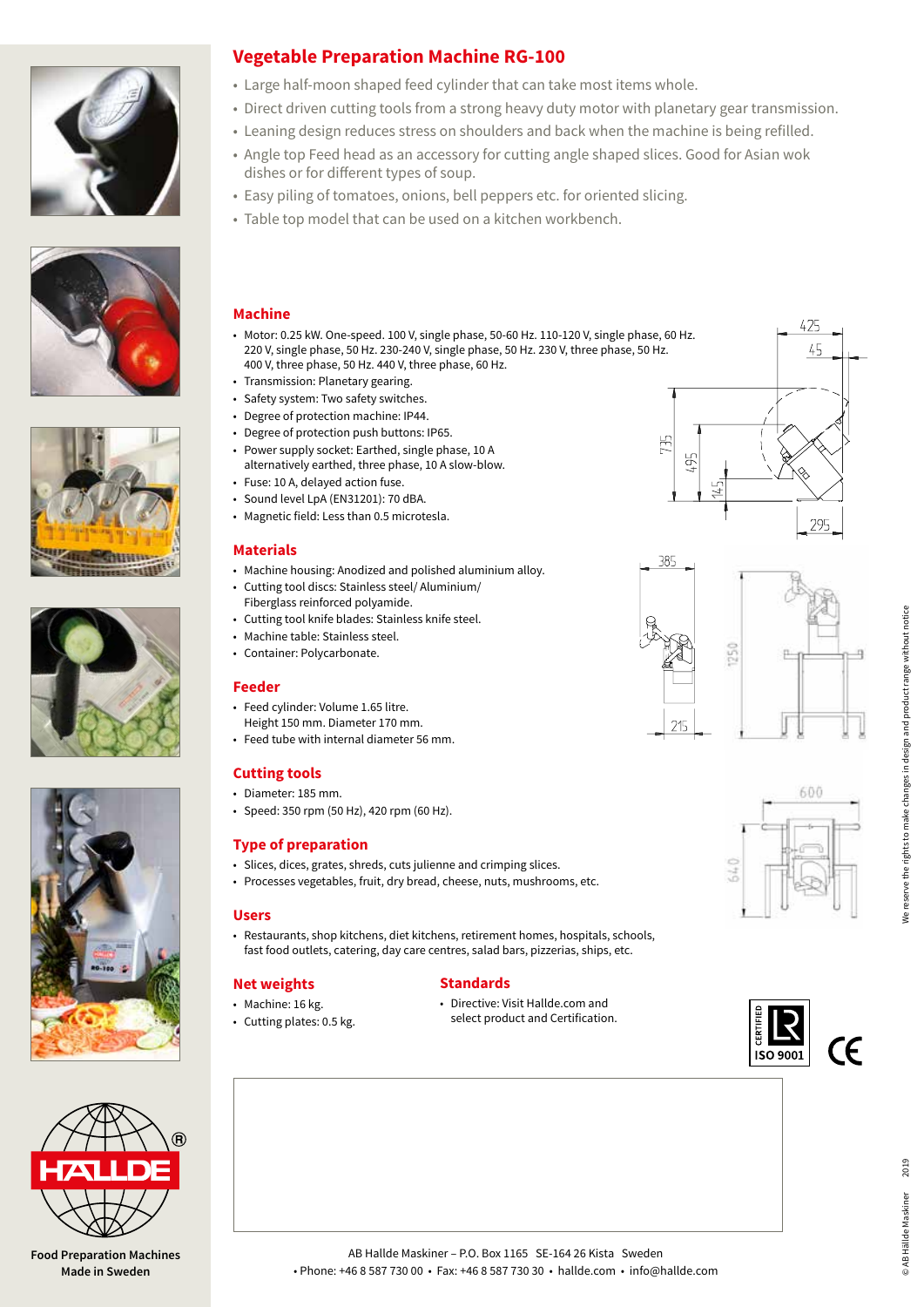# Vegetable Preparation Machine RG-100

- Large half-moon shaped feed cylinder that can take most items whole.
- Direct driven cutting tools from a strong heavy duty motor with planetary gear transmission.
- Leaning design reduces stress on shoulders and back when the machine is being refilled.
- Angle top Feed head as an accessory for cutting angle shaped slices. Good for Asian wok dishes or for different types of soup.
- Easy piling of tomatoes, onions, bell peppers etc. for oriented slicing.
- Table top model that can be used on a kitchen workbench.

## Machine

- Motor: 0.25 kW. One-speed. 100 V, single phase, 50-60 Hz. 110-120 V, single phase, 60 Hz. 220 V, single phase, 50 Hz. 230-240 V, single phase, 50 Hz. 230 V, three phase, 50 Hz. 400 V, three phase, 50 Hz. 440 V, three phase, 60 Hz.
- Transmission: Planetary gearing.
- Safety system: Two safety switches.
- Degree of protection machine: IP44.
- Degree of protection push buttons: IP65.
- Power supply socket: Earthed, single phase, 10 A alternatively earthed, three phase, 10 A slow-blow.
- Fuse: 10 A, delayed action fuse.
- Sound level LpA (EN31201): 70 dBA.
- Magnetic field: Less than 0.5 microtesla.

425
45
735
495
145
295
385
1250
215
600
640

## Materials

- Machine housing: Anodized and polished aluminium alloy.
- Cutting tool discs: Stainless steel/ Aluminium/ Fiberglass reinforced polyamide.
- Cutting tool knife blades: Stainless knife steel.
- Machine table: Stainless steel.
- Container: Polycarbonate.

## Feeder

- Feed cylinder: Volume 1.65 litre. Height 150 mm. Diameter 170 mm.
- Feed tube with internal diameter 56 mm.

## Cutting tools

- Diameter: 185 mm.
- Speed: 350 rpm (50 Hz), 420 rpm (60 Hz).

## Type of preparation

- Slices, dices, grates, shreds, cuts julienne and crimping slices.
- Processes vegetables, fruit, dry bread, cheese, nuts, mushrooms, etc.

## Users

- Restaurants, shop kitchens, diet kitchens, retirement homes, hospitals, schools, fast food outlets, catering, day care centres, salad bars, pizzerias, ships, etc.

## Net weights

- Machine: 16 kg.
- Cutting plates: 0.5 kg.

## Standards

- Directive: Visit Hallde.com and select product and Certification.

CERTIFIED ISO 9001

We reserve the rights to make changes in design and product range without notice

© AB Hällde Maskiner 2019

Food Preparation Machines
Made in Sweden

AB Hallde Maskiner – P.O. Box 1165 SE-164 26 Kista Sweden
• Phone: +46 8 587 730 00 • Fax: +46 8 587 730 30 • hallde.com • info@hallde.com